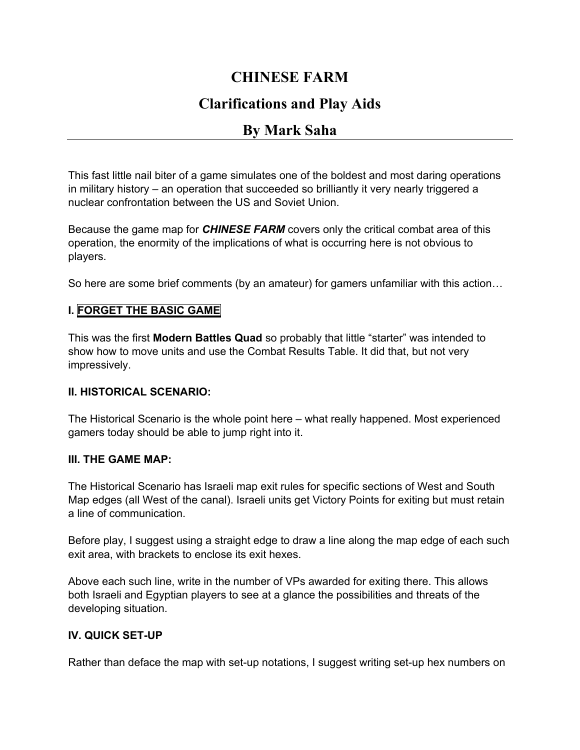# CHINESE FARM

## Clarifications and Play Aids

## By Mark Saha

This fast little nail biter of a game simulates one of the boldest and most daring operations in military history – an operation that succeeded so brilliantly it very nearly triggered a nuclear confrontation between the US and Soviet Union.

Because the game map for ***CHINESE FARM*** covers only the critical combat area of this operation, the enormity of the implications of what is occurring here is not obvious to players.

So here are some brief comments (by an amateur) for gamers unfamiliar with this action…

### I. FORGET THE BASIC GAME

This was the first **Modern Battles Quad** so probably that little "starter" was intended to show how to move units and use the Combat Results Table. It did that, but not very impressively.

### II. HISTORICAL SCENARIO:

The Historical Scenario is the whole point here – what really happened. Most experienced gamers today should be able to jump right into it.

### III. THE GAME MAP:

The Historical Scenario has Israeli map exit rules for specific sections of West and South Map edges (all West of the canal). Israeli units get Victory Points for exiting but must retain a line of communication.

Before play, I suggest using a straight edge to draw a line along the map edge of each such exit area, with brackets to enclose its exit hexes.

Above each such line, write in the number of VPs awarded for exiting there. This allows both Israeli and Egyptian players to see at a glance the possibilities and threats of the developing situation.

### IV. QUICK SET-UP

Rather than deface the map with set-up notations, I suggest writing set-up hex numbers on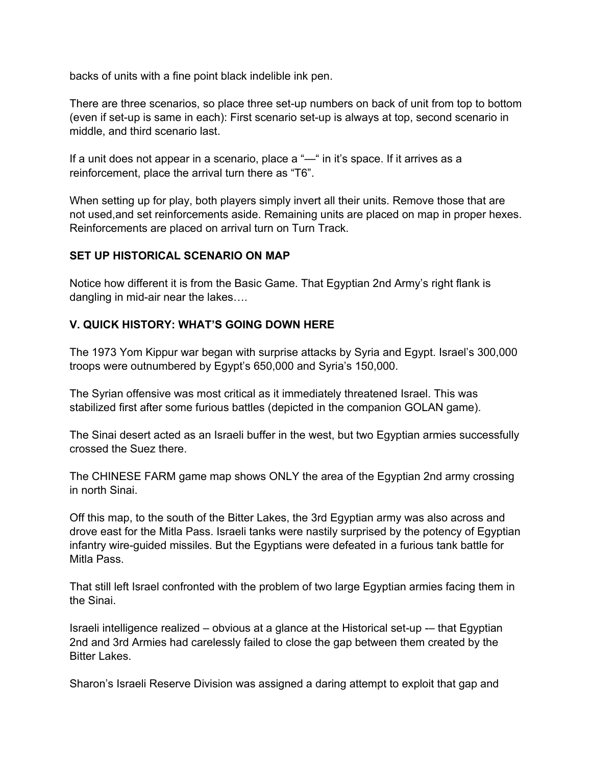backs of units with a fine point black indelible ink pen.

There are three scenarios, so place three set-up numbers on back of unit from top to bottom (even if set-up is same in each): First scenario set-up is always at top, second scenario in middle, and third scenario last.

If a unit does not appear in a scenario, place a "—" in it's space. If it arrives as a reinforcement, place the arrival turn there as "T6".

When setting up for play, both players simply invert all their units. Remove those that are not used,and set reinforcements aside. Remaining units are placed on map in proper hexes. Reinforcements are placed on arrival turn on Turn Track.

**SET UP HISTORICAL SCENARIO ON MAP**

Notice how different it is from the Basic Game. That Egyptian 2nd Army's right flank is dangling in mid-air near the lakes….

## V. QUICK HISTORY: WHAT'S GOING DOWN HERE

The 1973 Yom Kippur war began with surprise attacks by Syria and Egypt. Israel's 300,000 troops were outnumbered by Egypt's 650,000 and Syria's 150,000.

The Syrian offensive was most critical as it immediately threatened Israel. This was stabilized first after some furious battles (depicted in the companion GOLAN game).

The Sinai desert acted as an Israeli buffer in the west, but two Egyptian armies successfully crossed the Suez there.

The CHINESE FARM game map shows ONLY the area of the Egyptian 2nd army crossing in north Sinai.

Off this map, to the south of the Bitter Lakes, the 3rd Egyptian army was also across and drove east for the Mitla Pass. Israeli tanks were nastily surprised by the potency of Egyptian infantry wire-guided missiles. But the Egyptians were defeated in a furious tank battle for Mitla Pass.

That still left Israel confronted with the problem of two large Egyptian armies facing them in the Sinai.

Israeli intelligence realized – obvious at a glance at the Historical set-up -– that Egyptian 2nd and 3rd Armies had carelessly failed to close the gap between them created by the Bitter Lakes.

Sharon's Israeli Reserve Division was assigned a daring attempt to exploit that gap and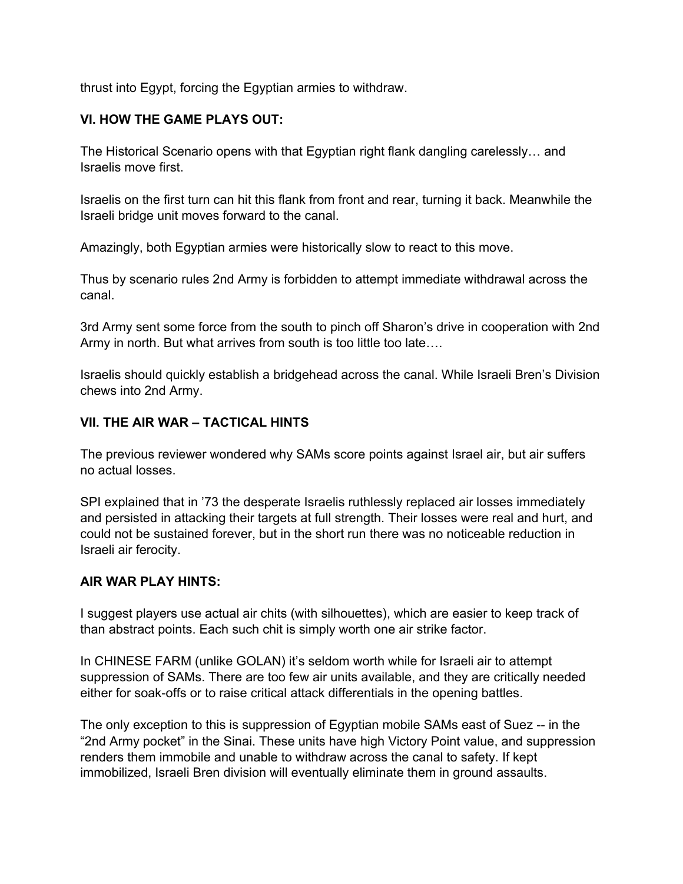thrust into Egypt, forcing the Egyptian armies to withdraw.

## VI. HOW THE GAME PLAYS OUT:

The Historical Scenario opens with that Egyptian right flank dangling carelessly… and Israelis move first.

Israelis on the first turn can hit this flank from front and rear, turning it back. Meanwhile the Israeli bridge unit moves forward to the canal.

Amazingly, both Egyptian armies were historically slow to react to this move.

Thus by scenario rules 2nd Army is forbidden to attempt immediate withdrawal across the canal.

3rd Army sent some force from the south to pinch off Sharon's drive in cooperation with 2nd Army in north. But what arrives from south is too little too late….

Israelis should quickly establish a bridgehead across the canal. While Israeli Bren's Division chews into 2nd Army.

## VII. THE AIR WAR – TACTICAL HINTS

The previous reviewer wondered why SAMs score points against Israel air, but air suffers no actual losses.

SPI explained that in '73 the desperate Israelis ruthlessly replaced air losses immediately and persisted in attacking their targets at full strength. Their losses were real and hurt, and could not be sustained forever, but in the short run there was no noticeable reduction in Israeli air ferocity.

## AIR WAR PLAY HINTS:

I suggest players use actual air chits (with silhouettes), which are easier to keep track of than abstract points. Each such chit is simply worth one air strike factor.

In CHINESE FARM (unlike GOLAN) it's seldom worth while for Israeli air to attempt suppression of SAMs. There are too few air units available, and they are critically needed either for soak-offs or to raise critical attack differentials in the opening battles.

The only exception to this is suppression of Egyptian mobile SAMs east of Suez -- in the "2nd Army pocket" in the Sinai. These units have high Victory Point value, and suppression renders them immobile and unable to withdraw across the canal to safety. If kept immobilized, Israeli Bren division will eventually eliminate them in ground assaults.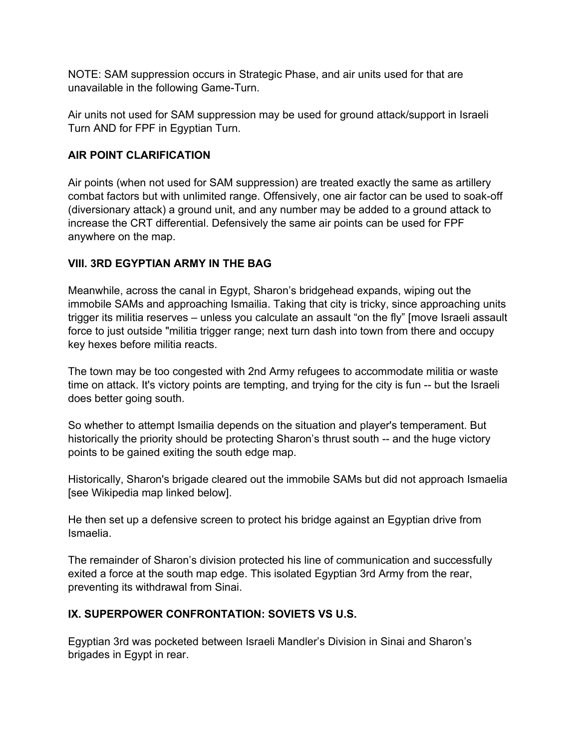NOTE: SAM suppression occurs in Strategic Phase, and air units used for that are unavailable in the following Game-Turn.

Air units not used for SAM suppression may be used for ground attack/support in Israeli Turn AND for FPF in Egyptian Turn.

### AIR POINT CLARIFICATION

Air points (when not used for SAM suppression) are treated exactly the same as artillery combat factors but with unlimited range. Offensively, one air factor can be used to soak-off (diversionary attack) a ground unit, and any number may be added to a ground attack to increase the CRT differential. Defensively the same air points can be used for FPF anywhere on the map.

### VIII. 3RD EGYPTIAN ARMY IN THE BAG

Meanwhile, across the canal in Egypt, Sharon's bridgehead expands, wiping out the immobile SAMs and approaching Ismailia. Taking that city is tricky, since approaching units trigger its militia reserves – unless you calculate an assault "on the fly" [move Israeli assault force to just outside "militia trigger range; next turn dash into town from there and occupy key hexes before militia reacts.

The town may be too congested with 2nd Army refugees to accommodate militia or waste time on attack. It's victory points are tempting, and trying for the city is fun -- but the Israeli does better going south.

So whether to attempt Ismailia depends on the situation and player's temperament. But historically the priority should be protecting Sharon's thrust south -- and the huge victory points to be gained exiting the south edge map.

Historically, Sharon's brigade cleared out the immobile SAMs but did not approach Ismaelia [see Wikipedia map linked below].

He then set up a defensive screen to protect his bridge against an Egyptian drive from Ismaelia.

The remainder of Sharon's division protected his line of communication and successfully exited a force at the south map edge. This isolated Egyptian 3rd Army from the rear, preventing its withdrawal from Sinai.

### IX. SUPERPOWER CONFRONTATION: SOVIETS VS U.S.

Egyptian 3rd was pocketed between Israeli Mandler's Division in Sinai and Sharon's brigades in Egypt in rear.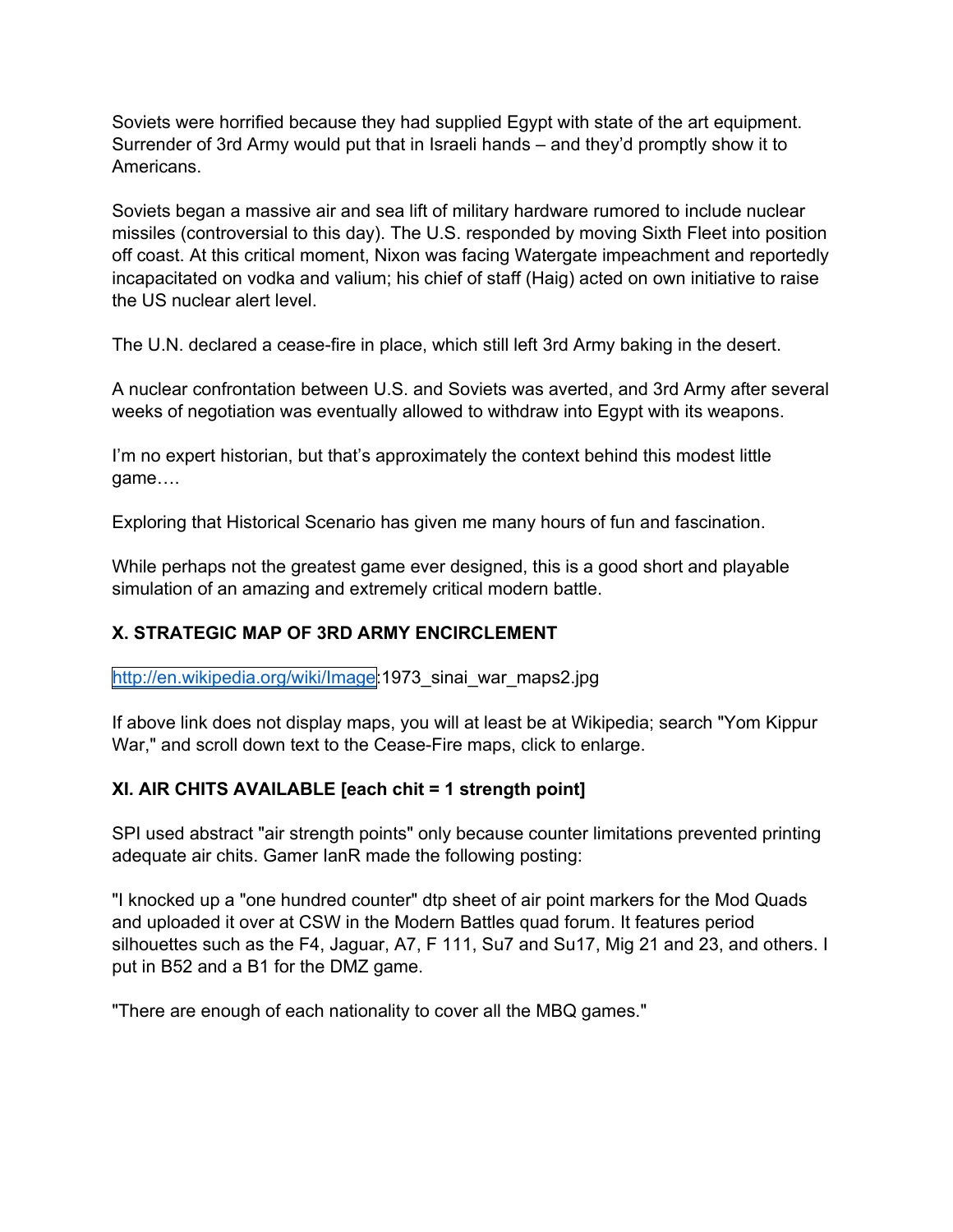Soviets were horrified because they had supplied Egypt with state of the art equipment. Surrender of 3rd Army would put that in Israeli hands – and they'd promptly show it to Americans.

Soviets began a massive air and sea lift of military hardware rumored to include nuclear missiles (controversial to this day). The U.S. responded by moving Sixth Fleet into position off coast. At this critical moment, Nixon was facing Watergate impeachment and reportedly incapacitated on vodka and valium; his chief of staff (Haig) acted on own initiative to raise the US nuclear alert level.

The U.N. declared a cease-fire in place, which still left 3rd Army baking in the desert.

A nuclear confrontation between U.S. and Soviets was averted, and 3rd Army after several weeks of negotiation was eventually allowed to withdraw into Egypt with its weapons.

I'm no expert historian, but that's approximately the context behind this modest little game….

Exploring that Historical Scenario has given me many hours of fun and fascination.

While perhaps not the greatest game ever designed, this is a good short and playable simulation of an amazing and extremely critical modern battle.

## X. STRATEGIC MAP OF 3RD ARMY ENCIRCLEMENT

http://en.wikipedia.org/wiki/Image:1973_sinai_war_maps2.jpg

If above link does not display maps, you will at least be at Wikipedia; search "Yom Kippur War," and scroll down text to the Cease-Fire maps, click to enlarge.

## XI. AIR CHITS AVAILABLE [each chit = 1 strength point]

SPI used abstract "air strength points" only because counter limitations prevented printing adequate air chits. Gamer IanR made the following posting:

"I knocked up a "one hundred counter" dtp sheet of air point markers for the Mod Quads and uploaded it over at CSW in the Modern Battles quad forum. It features period silhouettes such as the F4, Jaguar, A7, F 111, Su7 and Su17, Mig 21 and 23, and others. I put in B52 and a B1 for the DMZ game.

"There are enough of each nationality to cover all the MBQ games."